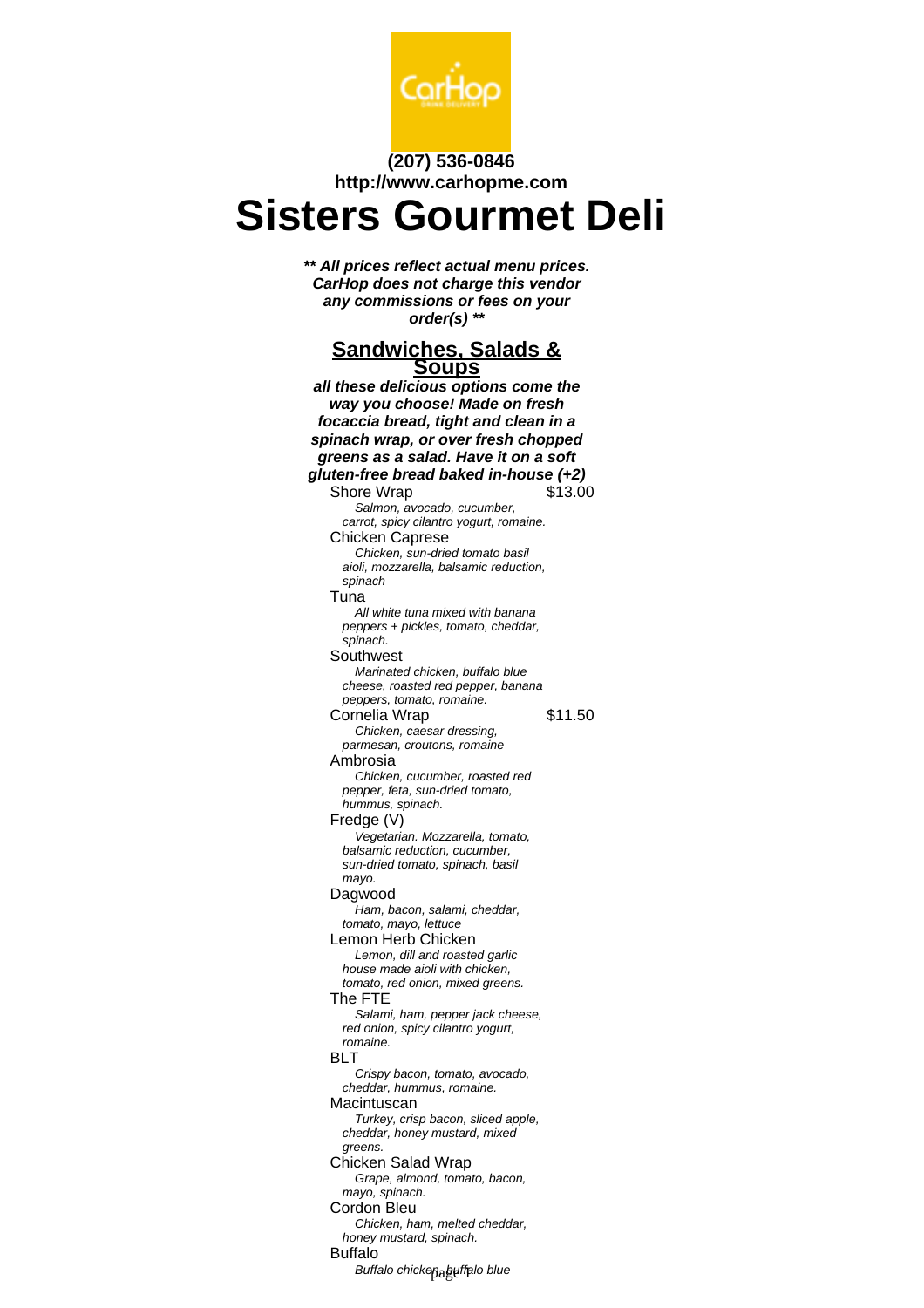(207) 536-0846
http://www.carhopme.com

# Sisters Gourmet Deli

***\*\* All prices reflect actual menu prices. CarHop does not charge this vendor any commissions or fees on your order(s) \*\****

## Sandwiches, Salads & Soups

***all these delicious options come the way you choose! Made on fresh focaccia bread, tight and clean in a spinach wrap, or over fresh chopped greens as a salad. Have it on a soft gluten-free bread baked in-house (+2)***

Shore Wrap — $13.00
*Salmon, avocado, cucumber, carrot, spicy cilantro yogurt, romaine.*

Chicken Caprese
*Chicken, sun-dried tomato basil aioli, mozzarella, balsamic reduction, spinach*

Tuna
*All white tuna mixed with banana peppers + pickles, tomato, cheddar, spinach.*

Southwest
*Marinated chicken, buffalo blue cheese, roasted red pepper, banana peppers, tomato, romaine.*

Cornelia Wrap — $11.50
*Chicken, caesar dressing, parmesan, croutons, romaine*

Ambrosia
*Chicken, cucumber, roasted red pepper, feta, sun-dried tomato, hummus, spinach.*

Fredge (V)
*Vegetarian. Mozzarella, tomato, balsamic reduction, cucumber, sun-dried tomato, spinach, basil mayo.*

Dagwood
*Ham, bacon, salami, cheddar, tomato, mayo, lettuce*

Lemon Herb Chicken
*Lemon, dill and roasted garlic house made aioli with chicken, tomato, red onion, mixed greens.*

The FTE
*Salami, ham, pepper jack cheese, red onion, spicy cilantro yogurt, romaine.*

BLT
*Crispy bacon, tomato, avocado, cheddar, hummus, romaine.*

Macintuscan
*Turkey, crisp bacon, sliced apple, cheddar, honey mustard, mixed greens.*

Chicken Salad Wrap
*Grape, almond, tomato, bacon, mayo, spinach.*

Cordon Bleu
*Chicken, ham, melted cheddar, honey mustard, spinach.*

Buffalo
*Buffalo chicken, buffalo blue*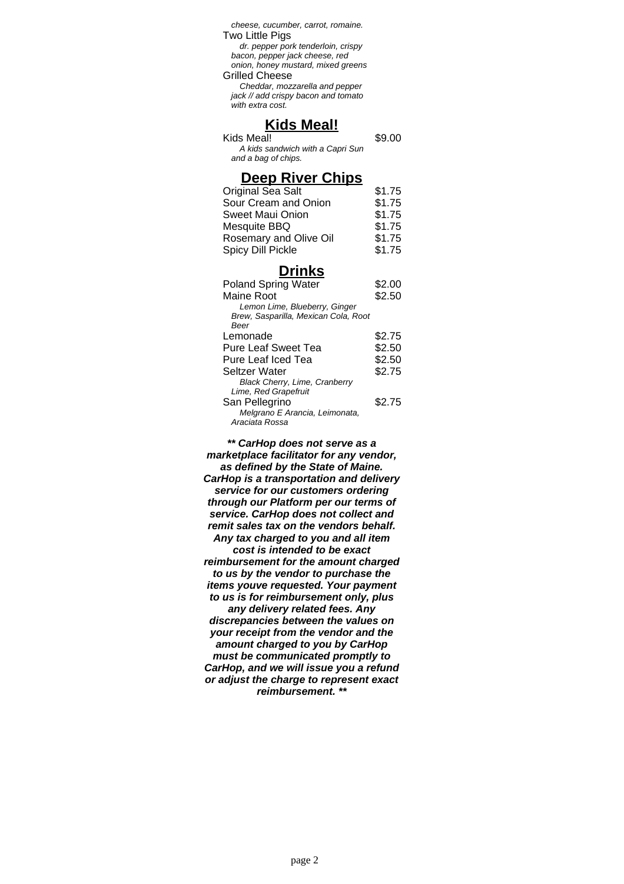*cheese, cucumber, carrot, romaine.*

Two Little Pigs

*dr. pepper pork tenderloin, crispy bacon, pepper jack cheese, red onion, honey mustard, mixed greens*

Grilled Cheese

*Cheddar, mozzarella and pepper jack // add crispy bacon and tomato with extra cost.*

## Kids Meal!

| | |
|---|---|
| Kids Meal! | $9.00 |

*A kids sandwich with a Capri Sun and a bag of chips.*

## Deep River Chips

| | |
|---|---|
| Original Sea Salt | $1.75 |
| Sour Cream and Onion | $1.75 |
| Sweet Maui Onion | $1.75 |
| Mesquite BBQ | $1.75 |
| Rosemary and Olive Oil | $1.75 |
| Spicy Dill Pickle | $1.75 |

## Drinks

| | |
|---|---|
| Poland Spring Water | $2.00 |
| Maine Root<br>*Lemon Lime, Blueberry, Ginger Brew, Sasparilla, Mexican Cola, Root Beer* | $2.50 |
| Lemonade | $2.75 |
| Pure Leaf Sweet Tea | $2.50 |
| Pure Leaf Iced Tea | $2.50 |
| Seltzer Water<br>*Black Cherry, Lime, Cranberry Lime, Red Grapefruit* | $2.75 |
| San Pellegrino<br>*Melgrano E Arancia, Leimonata, Araciata Rossa* | $2.75 |

***** CarHop does not serve as a marketplace facilitator for any vendor, as defined by the State of Maine. CarHop is a transportation and delivery service for our customers ordering through our Platform per our terms of service. CarHop does not collect and remit sales tax on the vendors behalf. Any tax charged to you and all item cost is intended to be exact reimbursement for the amount charged to us by the vendor to purchase the items youve requested. Your payment to us is for reimbursement only, plus any delivery related fees. Any discrepancies between the values on your receipt from the vendor and the amount charged to you by CarHop must be communicated promptly to CarHop, and we will issue you a refund or adjust the charge to represent exact reimbursement. *****